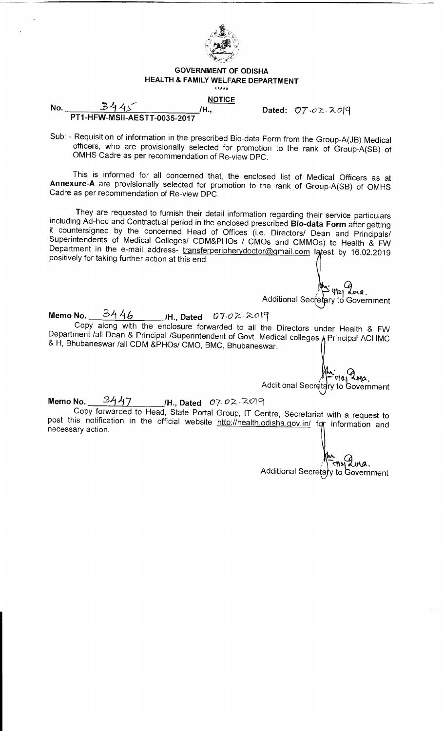**GOVERNMENT OF ODISHA**
**HEALTH & FAMILY WELFARE DEPARTMENT**

\*\*\*\*\*

**NOTICE**

No. 3445 /H., Dated: 07.02.2019
**PT1-HFW-MSII-AESTT-0035-2017**

Sub: - Requisition of information in the prescribed Bio-data Form from the Group-A(JB) Medical officers, who are provisionally selected for promotion to the rank of Group-A(SB) of OMHS Cadre as per recommendation of Re-view DPC.

This is informed for all concerned that, the enclosed list of Medical Officers as at **Annexure-A** are provisionally selected for promotion to the rank of Group-A(SB) of OMHS Cadre as per recommendation of Re-view DPC.

They are requested to furnish their detail information regarding their service particulars including Ad-hoc and Contractual period in the enclosed prescribed **Bio-data Form** after getting it countersigned by the concerned Head of Offices (i.e. Directors/ Dean and Principals/ Superintendents of Medical Colleges/ CDM&PHOs / CMOs and CMMOs) to Health & FW Department in the e-mail address- transferperipherydoctor@gmail.com latest by 16.02.2019 positively for taking further action at this end.

Additional Secretary to Government

**Memo No.** 3446 **/H., Dated** 07.02.2019

Copy along with the enclosure forwarded to all the Directors under Health & FW Department /all Dean & Principal /Superintendent of Govt. Medical colleges / Principal ACHMC & H, Bhubaneswar /all CDM &PHOs/ CMO, BMC, Bhubaneswar.

Additional Secretary to Government

**Memo No.** 3447 **/H., Dated** 07.02.2019

Copy forwarded to Head, State Portal Group, IT Centre, Secretariat with a request to post this notification in the official website http://health.odisha.gov.in/ for information and necessary action.

Additional Secretary to Government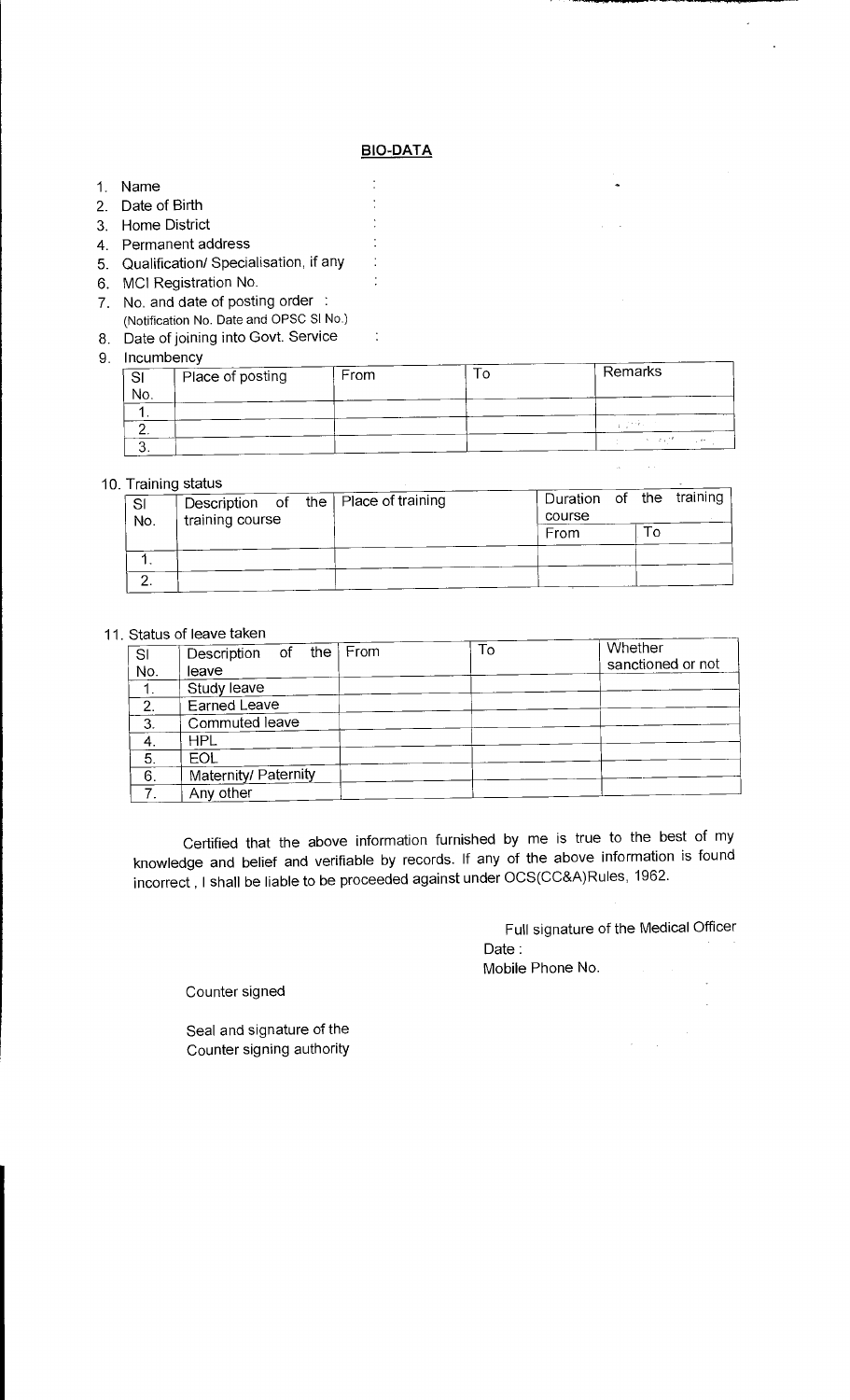## BIO-DATA

1. Name :
2. Date of Birth :
3. Home District :
4. Permanent address :
5. Qualification/ Specialisation, if any :
6. MCI Registration No. :
7. No. and date of posting order :
   (Notification No. Date and OPSC Sl No.)
8. Date of joining into Govt. Service :
9. Incumbency

| Sl No. | Place of posting | From | To | Remarks |
|---|---|---|---|---|
| 1. | | | | |
| 2. | | | | |
| 3. | | | | |

10. Training status

| Sl No. | Description of the training course | Place of training | Duration of the training course | |
|---|---|---|---|---|
| | | | From | To |
| 1. | | | | |
| 2. | | | | |

11. Status of leave taken

| Sl No. | Description of the leave | From | To | Whether sanctioned or not |
|---|---|---|---|---|
| 1. | Study leave | | | |
| 2. | Earned Leave | | | |
| 3. | Commuted leave | | | |
| 4. | HPL | | | |
| 5. | EOL | | | |
| 6. | Maternity/ Paternity | | | |
| 7. | Any other | | | |

Certified that the above information furnished by me is true to the best of my knowledge and belief and verifiable by records. If any of the above information is found incorrect , I shall be liable to be proceeded against under OCS(CC&A)Rules, 1962.

Full signature of the Medical Officer
Date :
Mobile Phone No.

Counter signed

Seal and signature of the
Counter signing authority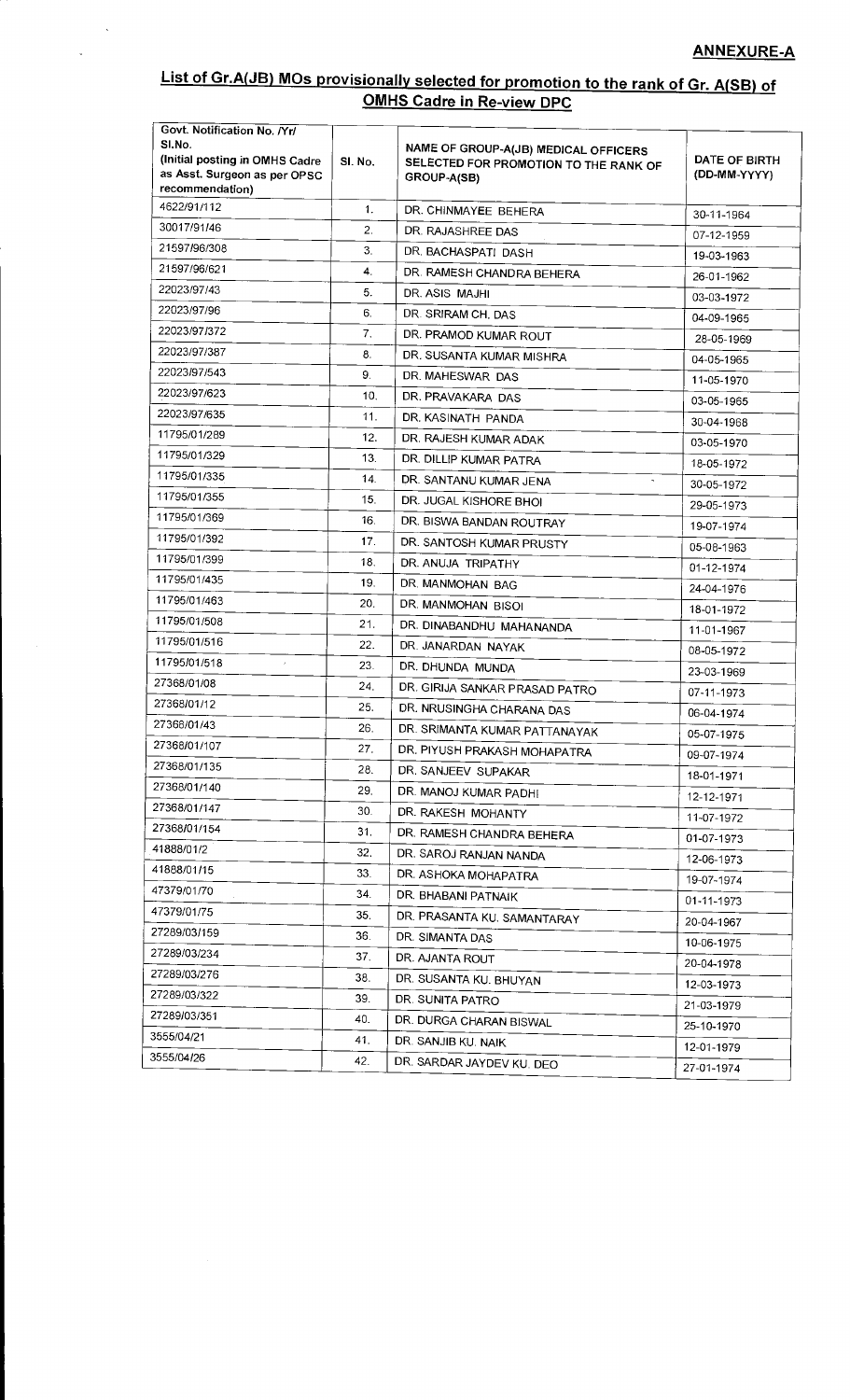**ANNEXURE-A**

## List of Gr.A(JB) MOs provisionally selected for promotion to the rank of Gr. A(SB) of OMHS Cadre in Re-view DPC

| Govt. Notification No. /Yr/ Sl.No. (Initial posting in OMHS Cadre as Asst. Surgeon as per OPSC recommendation) | Sl. No. | NAME OF GROUP-A(JB) MEDICAL OFFICERS SELECTED FOR PROMOTION TO THE RANK OF GROUP-A(SB) | DATE OF BIRTH (DD-MM-YYYY) |
|---|---|---|---|
| 4622/91/112 | 1. | DR. CHINMAYEE BEHERA | 30-11-1964 |
| 30017/91/46 | 2. | DR. RAJASHREE DAS | 07-12-1959 |
| 21597/96/308 | 3. | DR. BACHASPATI DASH | 19-03-1963 |
| 21597/96/621 | 4. | DR. RAMESH CHANDRA BEHERA | 26-01-1962 |
| 22023/97/43 | 5. | DR. ASIS MAJHI | 03-03-1972 |
| 22023/97/96 | 6. | DR. SRIRAM CH. DAS | 04-09-1965 |
| 22023/97/372 | 7. | DR. PRAMOD KUMAR ROUT | 28-05-1969 |
| 22023/97/387 | 8. | DR. SUSANTA KUMAR MISHRA | 04-05-1965 |
| 22023/97/543 | 9. | DR. MAHESWAR DAS | 11-05-1970 |
| 22023/97/623 | 10. | DR. PRAVAKARA DAS | 03-05-1965 |
| 22023/97/635 | 11. | DR. KASINATH PANDA | 30-04-1968 |
| 11795/01/289 | 12. | DR. RAJESH KUMAR ADAK | 03-05-1970 |
| 11795/01/329 | 13. | DR. DILLIP KUMAR PATRA | 18-05-1972 |
| 11795/01/335 | 14. | DR. SANTANU KUMAR JENA | 30-05-1972 |
| 11795/01/355 | 15. | DR. JUGAL KISHORE BHOI | 29-05-1973 |
| 11795/01/369 | 16. | DR. BISWA BANDAN ROUTRAY | 19-07-1974 |
| 11795/01/392 | 17. | DR. SANTOSH KUMAR PRUSTY | 05-08-1963 |
| 11795/01/399 | 18. | DR. ANUJA TRIPATHY | 01-12-1974 |
| 11795/01/435 | 19. | DR. MANMOHAN BAG | 24-04-1976 |
| 11795/01/463 | 20. | DR. MANMOHAN BISOI | 18-01-1972 |
| 11795/01/508 | 21. | DR. DINABANDHU MAHANANDA | 11-01-1967 |
| 11795/01/516 | 22. | DR. JANARDAN NAYAK | 08-05-1972 |
| 11795/01/518 | 23. | DR. DHUNDA MUNDA | 23-03-1969 |
| 27368/01/08 | 24. | DR. GIRIJA SANKAR PRASAD PATRO | 07-11-1973 |
| 27368/01/12 | 25. | DR. NRUSINGHA CHARANA DAS | 06-04-1974 |
| 27368/01/43 | 26. | DR. SRIMANTA KUMAR PATTANAYAK | 05-07-1975 |
| 27368/01/107 | 27. | DR. PIYUSH PRAKASH MOHAPATRA | 09-07-1974 |
| 27368/01/135 | 28. | DR. SANJEEV SUPAKAR | 18-01-1971 |
| 27368/01/140 | 29. | DR. MANOJ KUMAR PADHI | 12-12-1971 |
| 27368/01/147 | 30. | DR. RAKESH MOHANTY | 11-07-1972 |
| 27368/01/154 | 31. | DR. RAMESH CHANDRA BEHERA | 01-07-1973 |
| 41888/01/2 | 32. | DR. SAROJ RANJAN NANDA | 12-06-1973 |
| 41888/01/15 | 33. | DR. ASHOKA MOHAPATRA | 19-07-1974 |
| 47379/01/70 | 34. | DR. BHABANI PATNAIK | 01-11-1973 |
| 47379/01/75 | 35. | DR. PRASANTA KU. SAMANTARAY | 20-04-1967 |
| 27289/03/159 | 36. | DR. SIMANTA DAS | 10-06-1975 |
| 27289/03/234 | 37. | DR. AJANTA ROUT | 20-04-1978 |
| 27289/03/276 | 38. | DR. SUSANTA KU. BHUYAN | 12-03-1973 |
| 27289/03/322 | 39. | DR. SUNITA PATRO | 21-03-1979 |
| 27289/03/351 | 40. | DR. DURGA CHARAN BISWAL | 25-10-1970 |
| 3555/04/21 | 41. | DR. SANJIB KU. NAIK | 12-01-1979 |
| 3555/04/26 | 42. | DR. SARDAR JAYDEV KU. DEO | 27-01-1974 |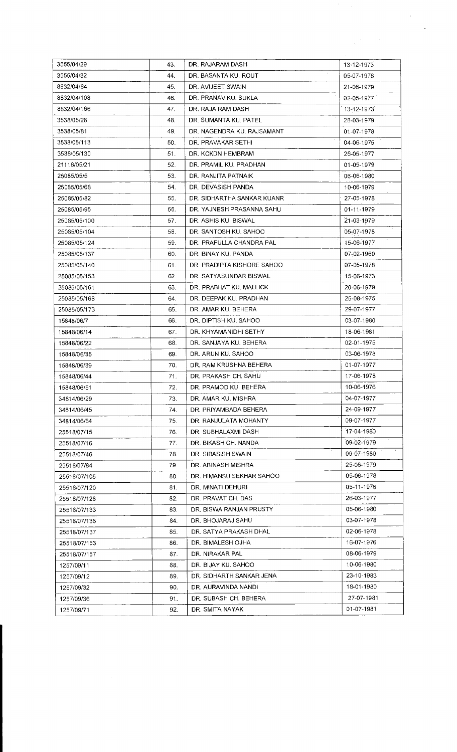| 3555/04/29 | 43. | DR. RAJARAM DASH | 13-12-1973 |
|---|---|---|---|
| 3555/04/32 | 44. | DR. BASANTA KU. ROUT | 05-07-1978 |
| 8832/04/84 | 45. | DR. AVIJEET SWAIN | 21-06-1979 |
| 8832/04/108 | 46. | DR. PRANAV KU. SUKLA | 02-05-1977 |
| 8832/04/166 | 47. | DR. RAJA RAM DASH | 13-12-1973 |
| 3538/05/28 | 48. | DR. SUMANTA KU. PATEL | 28-03-1979 |
| 3538/05/81 | 49. | DR. NAGENDRA KU. RAJSAMANT | 01-07-1978 |
| 3538/05/113 | 50. | DR. PRAVAKAR SETHI | 04-06-1975 |
| 3538/05/130 | 51. | DR. KCKDN HEMBRAM | 26-05-1977 |
| 21118/05/21 | 52. | DR. PRAMIL KU. PRADHAN | 01-05-1979 |
| 25085/05/5 | 53. | DR. RANJITA PATNAIK | 06-06-1980 |
| 25085/05/68 | 54. | DR. DEVASISH PANDA | 10-06-1979 |
| 25085/05/82 | 55. | DR. SIDHARTHA SANKAR KUANR | 27-05-1978 |
| 25085/05/95 | 56. | DR. YAJNESH PRASANNA SAHU | 01-11-1979 |
| 25085/05/100 | 57. | DR. ASHIS KU. BISWAL | 21-03-1979 |
| 25085/05/104 | 58. | DR. SANTOSH KU. SAHOO | 05-07-1978 |
| 25085/05/124 | 59. | DR. PRAFULLA CHANDRA PAL | 15-06-1977 |
| 25085/05/137 | 60. | DR. BINAY KU. PANDA | 07-02-1960 |
| 25085/05/140 | 61. | DR. PRADIPTA KISHORE SAHOO | 07-05-1978 |
| 25085/05/153 | 62. | DR. SATYASUNDAR BISWAL | 15-06-1973 |
| 25085/05/161 | 63. | DR. PRABHAT KU. MALLICK | 20-06-1979 |
| 25085/05/168 | 64. | DR. DEEPAK KU. PRADHAN | 25-08-1975 |
| 25085/05/173 | 65. | DR. AMAR KU. BEHERA | 29-07-1977 |
| 15848/06/7 | 66. | DR. DIPTISH KU. SAHOO | 03-07-1980 |
| 15848/06/14 | 67. | DR. KHYAMANIDHI SETHY | 18-06-1981 |
| 15848/06/22 | 68. | DR. SANJAYA KU. BEHERA | 02-01-1975 |
| 15848/06/35 | 69. | DR. ARUN KU. SAHOO | 03-06-1978 |
| 15848/06/39 | 70. | DR. RAM KRUSHNA BEHERA | 01-07-1977 |
| 15848/06/44 | 71. | DR. PRAKASH CH. SAHU | 17-06-1978 |
| 15848/06/51 | 72. | DR. PRAMOD KU. BEHERA | 10-06-1976 |
| 34814/06/29 | 73. | DR. AMAR KU. MISHRA | 04-07-1977 |
| 34814/06/45 | 74. | DR. PRIYAMBADA BEHERA | 24-09-1977 |
| 34814/06/64 | 75. | DR. RANJULATA MOHANTY | 09-07-1977 |
| 25518/07/15 | 76. | DR. SUBHALAXMI DASH | 17-04-1980 |
| 25518/07/16 | 77. | DR. BIKASH CH. NANDA | 09-02-1979 |
| 25518/07/46 | 78. | DR. SIBASISH SWAIN | 09-07-1980 |
| 25518/07/84 | 79. | DR. ABINASH MISHRA | 25-06-1979 |
| 25518/07/105 | 80. | DR. HIMANSU SEKHAR SAHOO | 05-06-1978 |
| 25518/07/120 | 81. | DR. MINATI DEHURI | 05-11-1976 |
| 25518/07/128 | 82. | DR. PRAVAT CH. DAS | 26-03-1977 |
| 25518/07/133 | 83. | DR. BISWA RANJAN PRUSTY | 05-06-1980 |
| 25518/07/136 | 84. | DR. BHOJARAJ SAHU | 03-07-1978 |
| 25518/07/137 | 85. | DR. SATYA PRAKASH DHAL | 02-06-1978 |
| 25518/07/153 | 86. | DR. BIMALESH OJHA | 16-07-1976 |
| 25518/07/157 | 87. | DR. NIRAKAR PAL | 08-06-1979 |
| 1257/09/11 | 88. | DR. BIJAY KU. SAHOO | 10-06-1980 |
| 1257/09/12 | 89. | DR. SIDHARTH SANKAR JENA | 23-10-1983 |
| 1257/09/32 | 90. | DR. AURAVINDA NANDI | 18-01-1980 |
| 1257/09/36 | 91. | DR. SUBASH CH. BEHERA | 27-07-1981 |
| 1257/09/71 | 92. | DR. SMITA NAYAK | 01-07-1981 |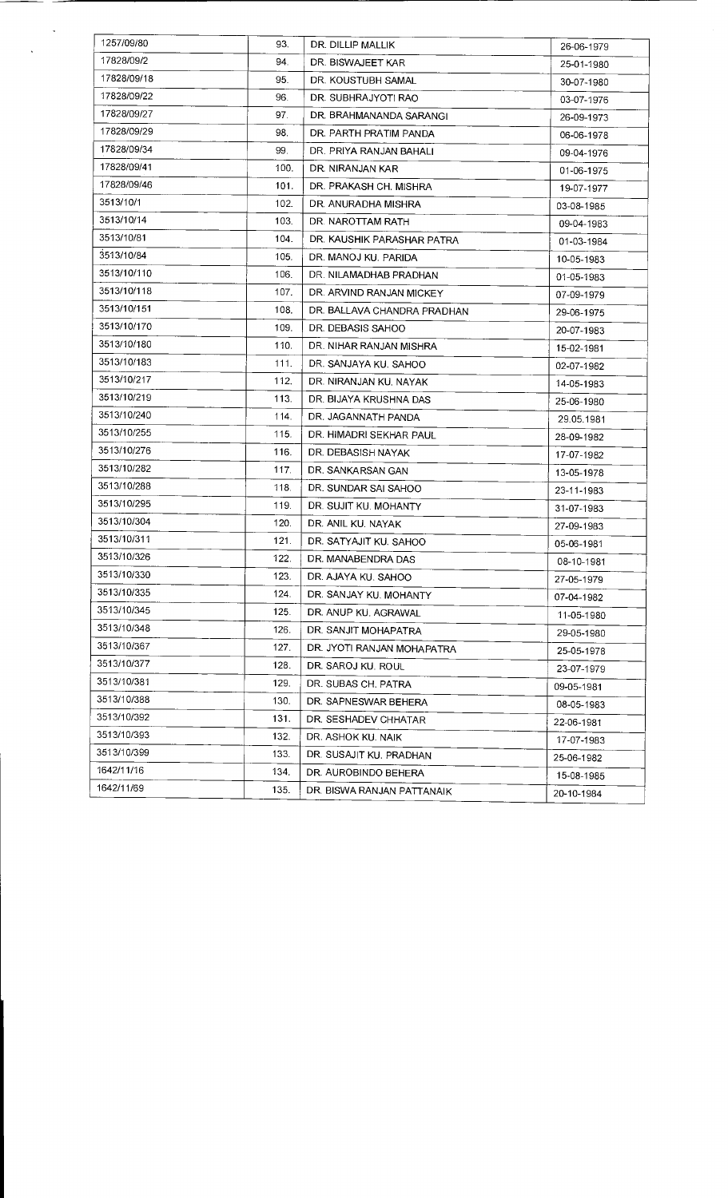| | | | |
|---|---|---|---|
| 1257/09/80 | 93. | DR. DILLIP MALLIK | 26-06-1979 |
| 17828/09/2 | 94. | DR. BISWAJEET KAR | 25-01-1980 |
| 17828/09/18 | 95. | DR. KOUSTUBH SAMAL | 30-07-1980 |
| 17828/09/22 | 96. | DR. SUBHRAJYOTI RAO | 03-07-1976 |
| 17828/09/27 | 97. | DR. BRAHMANANDA SARANGI | 26-09-1973 |
| 17828/09/29 | 98. | DR. PARTH PRATIM PANDA | 06-06-1978 |
| 17828/09/34 | 99. | DR. PRIYA RANJAN BAHALI | 09-04-1976 |
| 17828/09/41 | 100. | DR. NIRANJAN KAR | 01-06-1975 |
| 17828/09/46 | 101. | DR. PRAKASH CH. MISHRA | 19-07-1977 |
| 3513/10/1 | 102. | DR. ANURADHA MISHRA | 03-08-1985 |
| 3513/10/14 | 103. | DR. NAROTTAM RATH | 09-04-1983 |
| 3513/10/81 | 104. | DR. KAUSHIK PARASHAR PATRA | 01-03-1984 |
| 3513/10/84 | 105. | DR. MANOJ KU. PARIDA | 10-05-1983 |
| 3513/10/110 | 106. | DR. NILAMADHAB PRADHAN | 01-05-1983 |
| 3513/10/118 | 107. | DR. ARVIND RANJAN MICKEY | 07-09-1979 |
| 3513/10/151 | 108. | DR. BALLAVA CHANDRA PRADHAN | 29-06-1975 |
| 3513/10/170 | 109. | DR. DEBASIS SAHOO | 20-07-1983 |
| 3513/10/180 | 110. | DR. NIHAR RANJAN MISHRA | 15-02-1981 |
| 3513/10/183 | 111. | DR. SANJAYA KU. SAHOO | 02-07-1982 |
| 3513/10/217 | 112. | DR. NIRANJAN KU. NAYAK | 14-05-1983 |
| 3513/10/219 | 113. | DR. BIJAYA KRUSHNA DAS | 25-06-1980 |
| 3513/10/240 | 114. | DR. JAGANNATH PANDA | 29.05.1981 |
| 3513/10/255 | 115. | DR. HIMADRI SEKHAR PAUL | 28-09-1982 |
| 3513/10/276 | 116. | DR. DEBASISH NAYAK | 17-07-1982 |
| 3513/10/282 | 117. | DR. SANKARSAN GAN | 13-05-1978 |
| 3513/10/288 | 118. | DR. SUNDAR SAI SAHOO | 23-11-1983 |
| 3513/10/295 | 119. | DR. SUJIT KU. MOHANTY | 31-07-1983 |
| 3513/10/304 | 120. | DR. ANIL KU. NAYAK | 27-09-1983 |
| 3513/10/311 | 121. | DR. SATYAJIT KU. SAHOO | 05-06-1981 |
| 3513/10/326 | 122. | DR. MANABENDRA DAS | 08-10-1981 |
| 3513/10/330 | 123. | DR. AJAYA KU. SAHOO | 27-05-1979 |
| 3513/10/335 | 124. | DR. SANJAY KU. MOHANTY | 07-04-1982 |
| 3513/10/345 | 125. | DR. ANUP KU. AGRAWAL | 11-05-1980 |
| 3513/10/348 | 126. | DR. SANJIT MOHAPATRA | 29-05-1980 |
| 3513/10/367 | 127. | DR. JYOTI RANJAN MOHAPATRA | 25-05-1978 |
| 3513/10/377 | 128. | DR. SAROJ KU. ROUL | 23-07-1979 |
| 3513/10/381 | 129. | DR. SUBAS CH. PATRA | 09-05-1981 |
| 3513/10/388 | 130. | DR. SAPNESWAR BEHERA | 08-05-1983 |
| 3513/10/392 | 131. | DR. SESHADEV CHHATAR | 22-06-1981 |
| 3513/10/393 | 132. | DR. ASHOK KU. NAIK | 17-07-1983 |
| 3513/10/399 | 133. | DR. SUSAJIT KU. PRADHAN | 25-06-1982 |
| 1642/11/16 | 134. | DR. AUROBINDO BEHERA | 15-08-1985 |
| 1642/11/69 | 135. | DR. BISWA RANJAN PATTANAIK | 20-10-1984 |